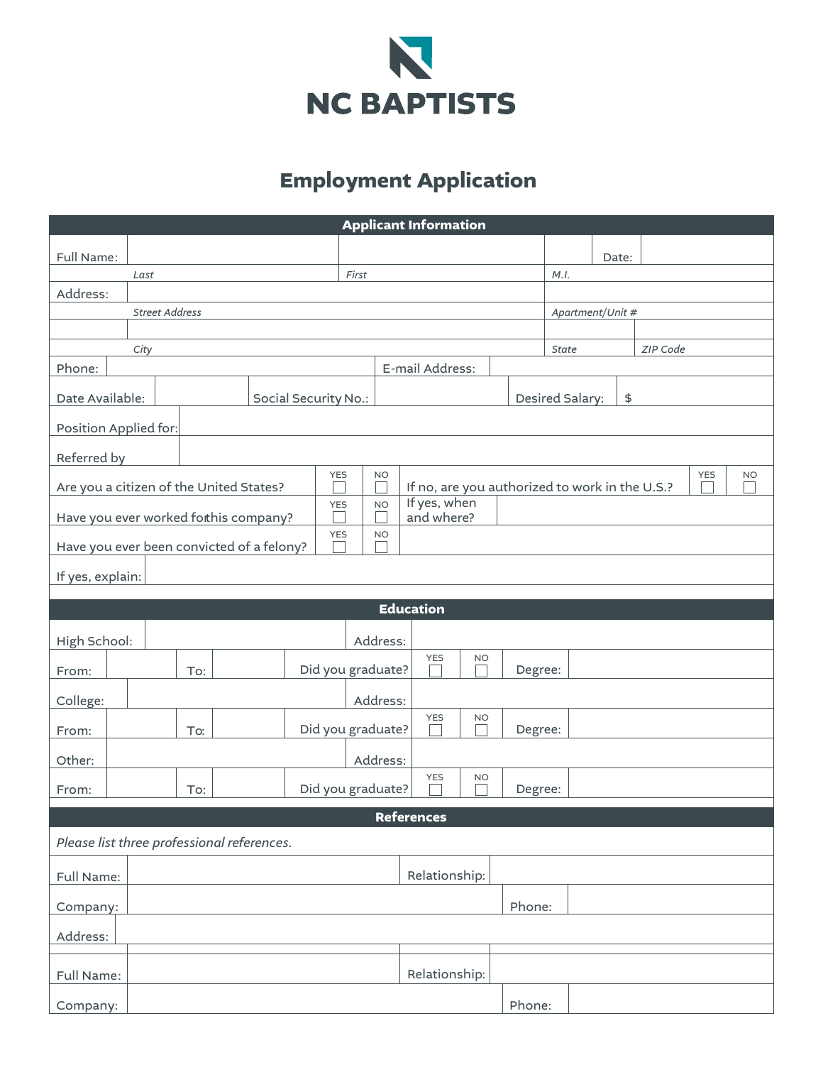# NC BAPTISTS

## Employment Application

### Applicant Information

| | | | | |
|---|---|---|---|---|
| Full Name: | | | | Date: |
| | *Last* | *First* | *M.I.* | |
| Address: | | | | |
| | *Street Address* | | *Apartment/Unit #* | |
| | | | | |
| | *City* | | *State* | *ZIP Code* |

| | | | |
|---|---|---|---|
| Phone: | | E-mail Address: | |

| | | | | | |
|---|---|---|---|---|---|
| Date Available: | | Social Security No.: | | Desired Salary: | $ |

| | |
|---|---|
| Position Applied for: | |
| Referred by | |

| | YES | NO | | YES | NO |
|---|---|---|---|---|---|
| Are you a citizen of the United States? | ☐ | ☐ | If no, are you authorized to work in the U.S.? | ☐ | ☐ |
| Have you ever worked forthis company? | ☐ | ☐ | If yes, when and where? | | |
| Have you ever been convicted of a felony? | ☐ | ☐ | | | |

| | |
|---|---|
| If yes, explain: | |

### Education

| | | | | | | | |
|---|---|---|---|---|---|---|---|
| High School: | | | Address: | | | | |
| From: | To: | | Did you graduate? | YES ☐ | NO ☐ | Degree: | |
| College: | | | Address: | | | | |
| From: | To: | | Did you graduate? | YES ☐ | NO ☐ | Degree: | |
| Other: | | | Address: | | | | |
| From: | To: | | Did you graduate? | YES ☐ | NO ☐ | Degree: | |

### References

*Please list three professional references.*

| | | | |
|---|---|---|---|
| Full Name: | | Relationship: | |
| Company: | | Phone: | |
| Address: | | | |
| | | | |
| Full Name: | | Relationship: | |
| Company: | | Phone: | |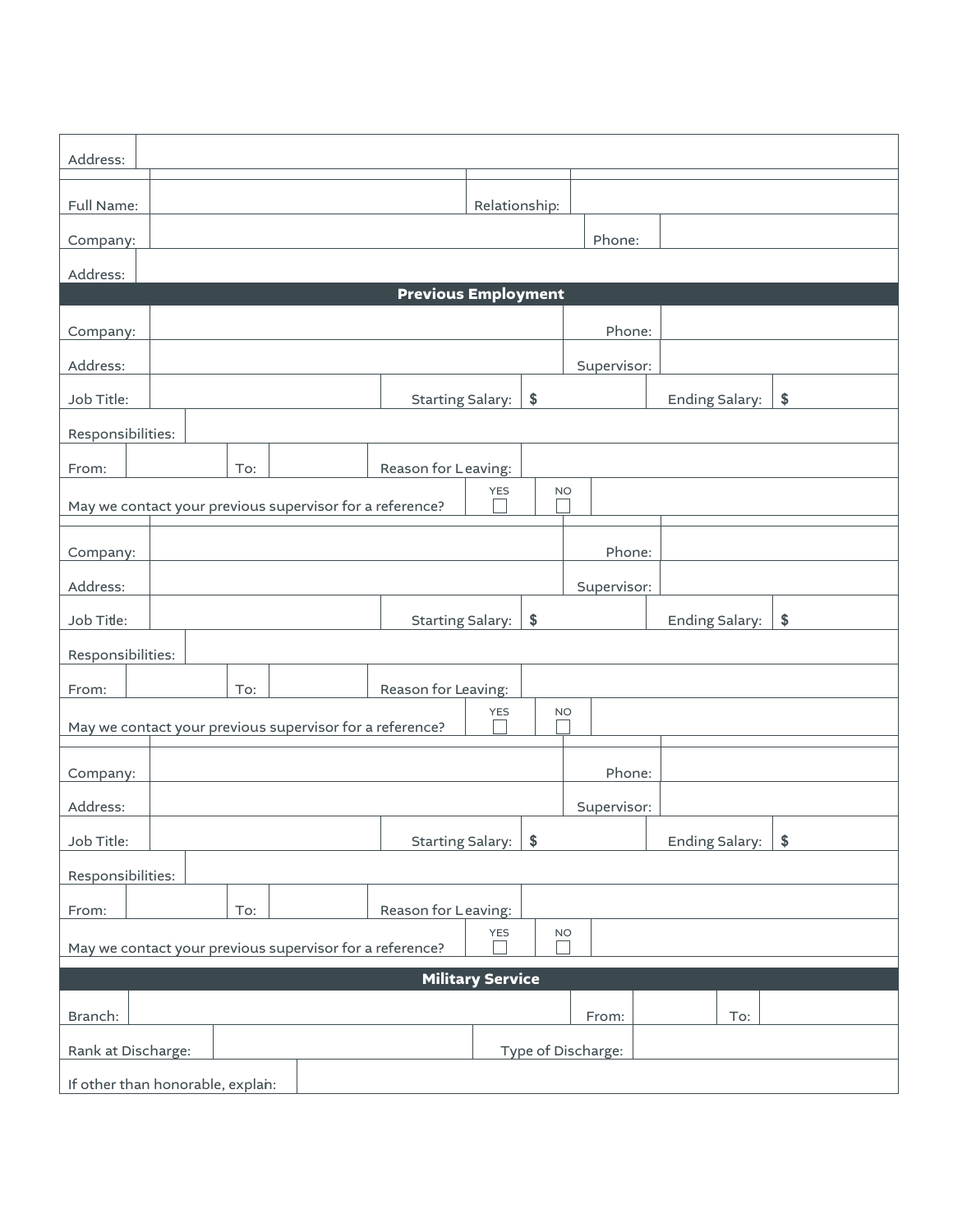| | |
|---|---|
| Address: | |

| | | | | | |
|---|---|---|---|---|---|
| Full Name: | | Relationship: | | | |
| Company: | | | Phone: | | |
| Address: | | | | | |

## Previous Employment

| | | | | | |
|---|---|---|---|---|---|
| Company: | | | Phone: | | |
| Address: | | | Supervisor: | | |
| Job Title: | | Starting Salary: | $ | Ending Salary: | $ |
| Responsibilities: | | | | | |
| From: | | To: | | Reason for Leaving: | |
| May we contact your previous supervisor for a reference? | YES ☐ | NO ☐ | | | |

| | | | | | |
|---|---|---|---|---|---|
| Company: | | | Phone: | | |
| Address: | | | Supervisor: | | |
| Job Title: | | Starting Salary: | $ | Ending Salary: | $ |
| Responsibilities: | | | | | |
| From: | | To: | | Reason for Leaving: | |
| May we contact your previous supervisor for a reference? | YES ☐ | NO ☐ | | | |

| | | | | | |
|---|---|---|---|---|---|
| Company: | | | Phone: | | |
| Address: | | | Supervisor: | | |
| Job Title: | | Starting Salary: | $ | Ending Salary: | $ |
| Responsibilities: | | | | | |
| From: | | To: | | Reason for Leaving: | |
| May we contact your previous supervisor for a reference? | YES ☐ | NO ☐ | | | |

## Military Service

| | | | | | |
|---|---|---|---|---|---|
| Branch: | | From: | | To: | |
| Rank at Discharge: | | Type of Discharge: | | | |
| If other than honorable, explain: | | | | | |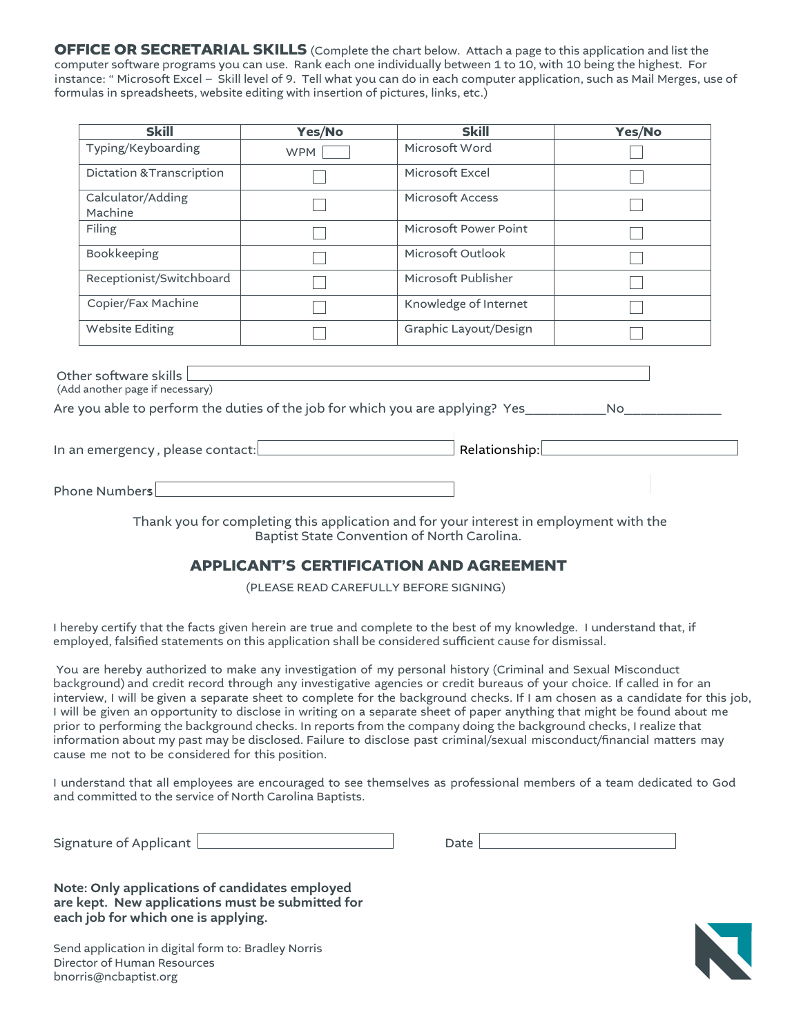**OFFICE OR SECRETARIAL SKILLS** (Complete the chart below. Attach a page to this application and list the computer software programs you can use. Rank each one individually between 1 to 10, with 10 being the highest. For instance: " Microsoft Excel – Skill level of 9. Tell what you can do in each computer application, such as Mail Merges, use of formulas in spreadsheets, website editing with insertion of pictures, links, etc.)

| Skill | Yes/No | Skill | Yes/No |
|---|---|---|---|
| Typing/Keyboarding | WPM ☐ | Microsoft Word | ☐ |
| Dictation &Transcription | ☐ | Microsoft Excel | ☐ |
| Calculator/Adding Machine | ☐ | Microsoft Access | ☐ |
| Filing | ☐ | Microsoft Power Point | ☐ |
| Bookkeeping | ☐ | Microsoft Outlook | ☐ |
| Receptionist/Switchboard | ☐ | Microsoft Publisher | ☐ |
| Copier/Fax Machine | ☐ | Knowledge of Internet | ☐ |
| Website Editing | ☐ | Graphic Layout/Design | ☐ |

Other software skills ______________________
(Add another page if necessary)

Are you able to perform the duties of the job for which you are applying? Yes___________No_____________

In an emergency , please contact: ______________________ Relationship: ______________________

Phone Numbers ______________________

Thank you for completing this application and for your interest in employment with the Baptist State Convention of North Carolina.

## APPLICANT'S CERTIFICATION AND AGREEMENT

(PLEASE READ CAREFULLY BEFORE SIGNING)

I hereby certify that the facts given herein are true and complete to the best of my knowledge. I understand that, if employed, falsified statements on this application shall be considered sufficient cause for dismissal.

You are hereby authorized to make any investigation of my personal history (Criminal and Sexual Misconduct background) and credit record through any investigative agencies or credit bureaus of your choice. If called in for an interview, I will be given a separate sheet to complete for the background checks. If I am chosen as a candidate for this job, I will be given an opportunity to disclose in writing on a separate sheet of paper anything that might be found about me prior to performing the background checks. In reports from the company doing the background checks, I realize that information about my past may be disclosed. Failure to disclose past criminal/sexual misconduct/financial matters may cause me not to be considered for this position.

I understand that all employees are encouraged to see themselves as professional members of a team dedicated to God and committed to the service of North Carolina Baptists.

Signature of Applicant ______________________ Date ______________________

**Note: Only applications of candidates employed are kept. New applications must be submitted for each job for which one is applying.**

Send application in digital form to: Bradley Norris
Director of Human Resources
bnorris@ncbaptist.org